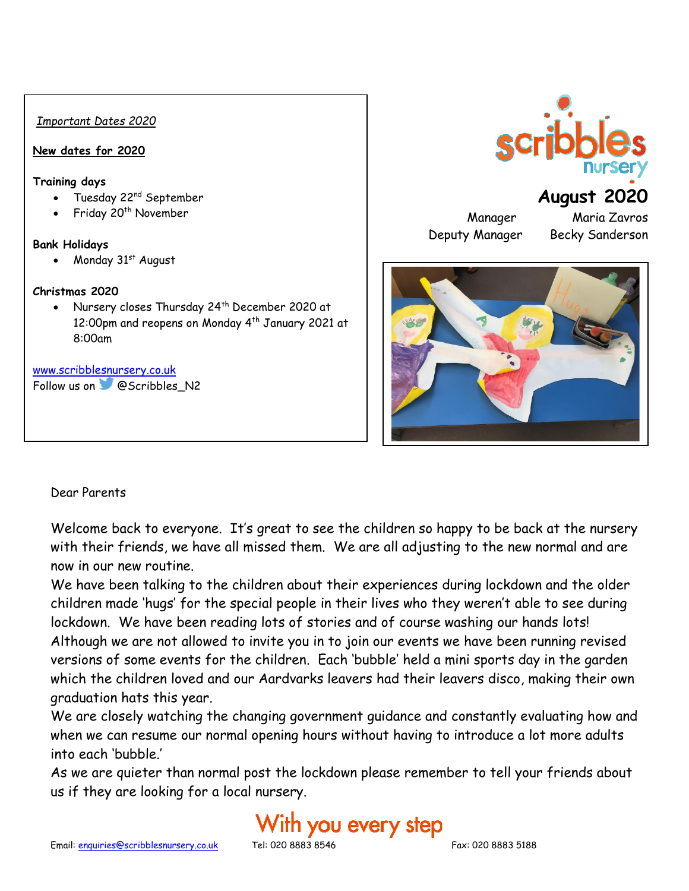*Important Dates 2020*

**New dates for 2020**

**Training days**

- Tuesday 22nd September
- Friday 20th November

**Bank Holidays**

- Monday 31st August

**Christmas 2020**

- Nursery closes Thursday 24th December 2020 at 12:00pm and reopens on Monday 4th January 2021 at 8:00am

www.scribblesnursery.co.uk
Follow us on @Scribbles_N2

scribbles nursery

# August 2020

Manager Maria Zavros
Deputy Manager Becky Sanderson

Dear Parents

Welcome back to everyone. It's great to see the children so happy to be back at the nursery with their friends, we have all missed them. We are all adjusting to the new normal and are now in our new routine.

We have been talking to the children about their experiences during lockdown and the older children made 'hugs' for the special people in their lives who they weren't able to see during lockdown. We have been reading lots of stories and of course washing our hands lots!

Although we are not allowed to invite you in to join our events we have been running revised versions of some events for the children. Each 'bubble' held a mini sports day in the garden which the children loved and our Aardvarks leavers had their leavers disco, making their own graduation hats this year.

We are closely watching the changing government guidance and constantly evaluating how and when we can resume our normal opening hours without having to introduce a lot more adults into each 'bubble.'

As we are quieter than normal post the lockdown please remember to tell your friends about us if they are looking for a local nursery.

With you every step

Email: enquiries@scribblesnursery.co.uk Tel: 020 8883 8546 Fax: 020 8883 5188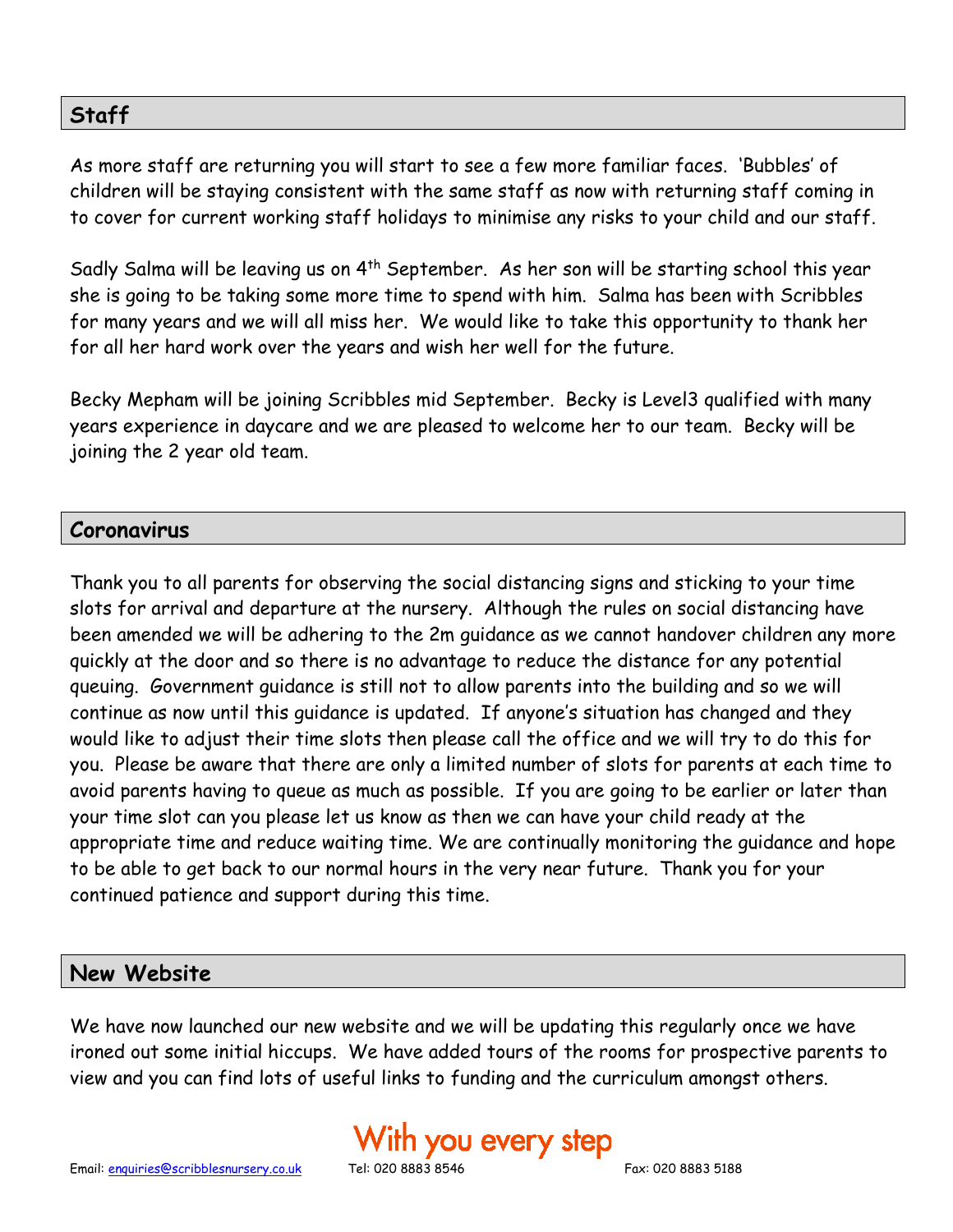## Staff

As more staff are returning you will start to see a few more familiar faces. 'Bubbles' of children will be staying consistent with the same staff as now with returning staff coming in to cover for current working staff holidays to minimise any risks to your child and our staff.

Sadly Salma will be leaving us on 4th September. As her son will be starting school this year she is going to be taking some more time to spend with him. Salma has been with Scribbles for many years and we will all miss her. We would like to take this opportunity to thank her for all her hard work over the years and wish her well for the future.

Becky Mepham will be joining Scribbles mid September. Becky is Level3 qualified with many years experience in daycare and we are pleased to welcome her to our team. Becky will be joining the 2 year old team.

## Coronavirus

Thank you to all parents for observing the social distancing signs and sticking to your time slots for arrival and departure at the nursery. Although the rules on social distancing have been amended we will be adhering to the 2m guidance as we cannot handover children any more quickly at the door and so there is no advantage to reduce the distance for any potential queuing. Government guidance is still not to allow parents into the building and so we will continue as now until this guidance is updated. If anyone's situation has changed and they would like to adjust their time slots then please call the office and we will try to do this for you. Please be aware that there are only a limited number of slots for parents at each time to avoid parents having to queue as much as possible. If you are going to be earlier or later than your time slot can you please let us know as then we can have your child ready at the appropriate time and reduce waiting time. We are continually monitoring the guidance and hope to be able to get back to our normal hours in the very near future. Thank you for your continued patience and support during this time.

## New Website

We have now launched our new website and we will be updating this regularly once we have ironed out some initial hiccups. We have added tours of the rooms for prospective parents to view and you can find lots of useful links to funding and the curriculum amongst others.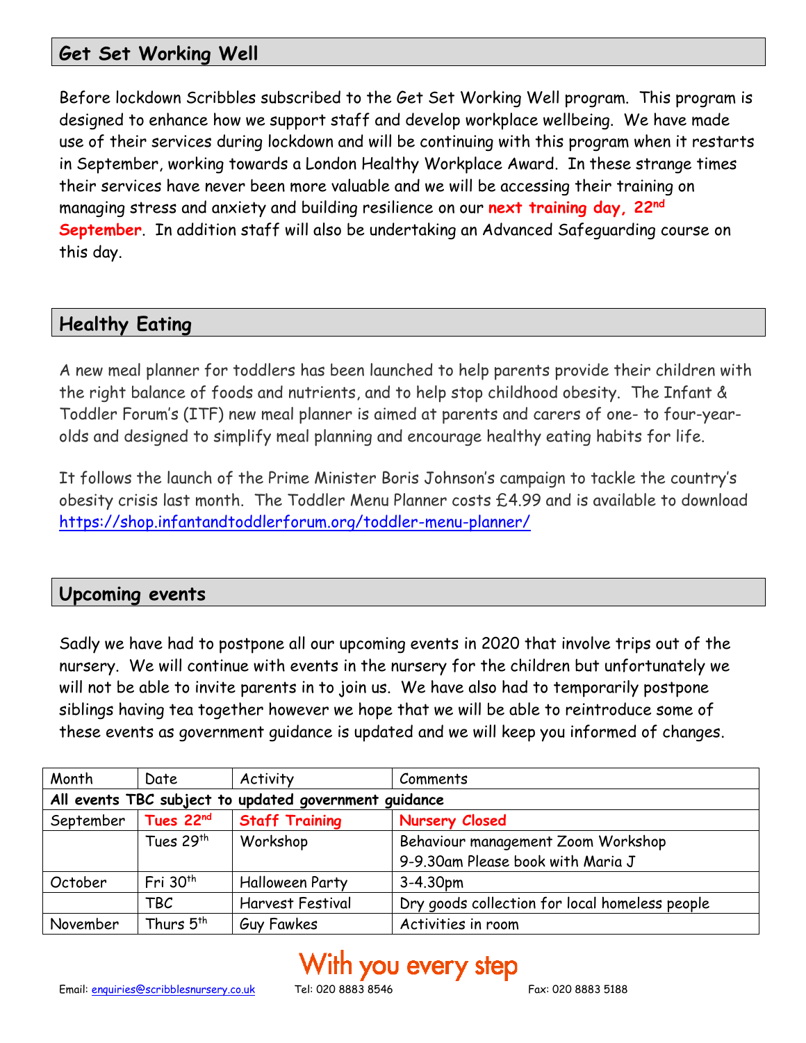## Get Set Working Well

Before lockdown Scribbles subscribed to the Get Set Working Well program. This program is designed to enhance how we support staff and develop workplace wellbeing. We have made use of their services during lockdown and will be continuing with this program when it restarts in September, working towards a London Healthy Workplace Award. In these strange times their services have never been more valuable and we will be accessing their training on managing stress and anxiety and building resilience on our **next training day, 22nd September**. In addition staff will also be undertaking an Advanced Safeguarding course on this day.

## Healthy Eating

A new meal planner for toddlers has been launched to help parents provide their children with the right balance of foods and nutrients, and to help stop childhood obesity. The Infant & Toddler Forum's (ITF) new meal planner is aimed at parents and carers of one- to four-year-olds and designed to simplify meal planning and encourage healthy eating habits for life.

It follows the launch of the Prime Minister Boris Johnson's campaign to tackle the country's obesity crisis last month. The Toddler Menu Planner costs £4.99 and is available to download https://shop.infantandtoddlerforum.org/toddler-menu-planner/

## Upcoming events

Sadly we have had to postpone all our upcoming events in 2020 that involve trips out of the nursery. We will continue with events in the nursery for the children but unfortunately we will not be able to invite parents in to join us. We have also had to temporarily postpone siblings having tea together however we hope that we will be able to reintroduce some of these events as government guidance is updated and we will keep you informed of changes.

| Month | Date | Activity | Comments |
|---|---|---|---|
| **All events TBC subject to updated government guidance** | | | |
| September | **Tues 22nd** | **Staff Training** | **Nursery Closed** |
| | Tues 29th | Workshop | Behaviour management Zoom Workshop 9-9.30am Please book with Maria J |
| October | Fri 30th | Halloween Party | 3-4.30pm |
| | TBC | Harvest Festival | Dry goods collection for local homeless people |
| November | Thurs 5th | Guy Fawkes | Activities in room |

With you every step

Email: enquiries@scribblesnursery.co.uk Tel: 020 8883 8546 Fax: 020 8883 5188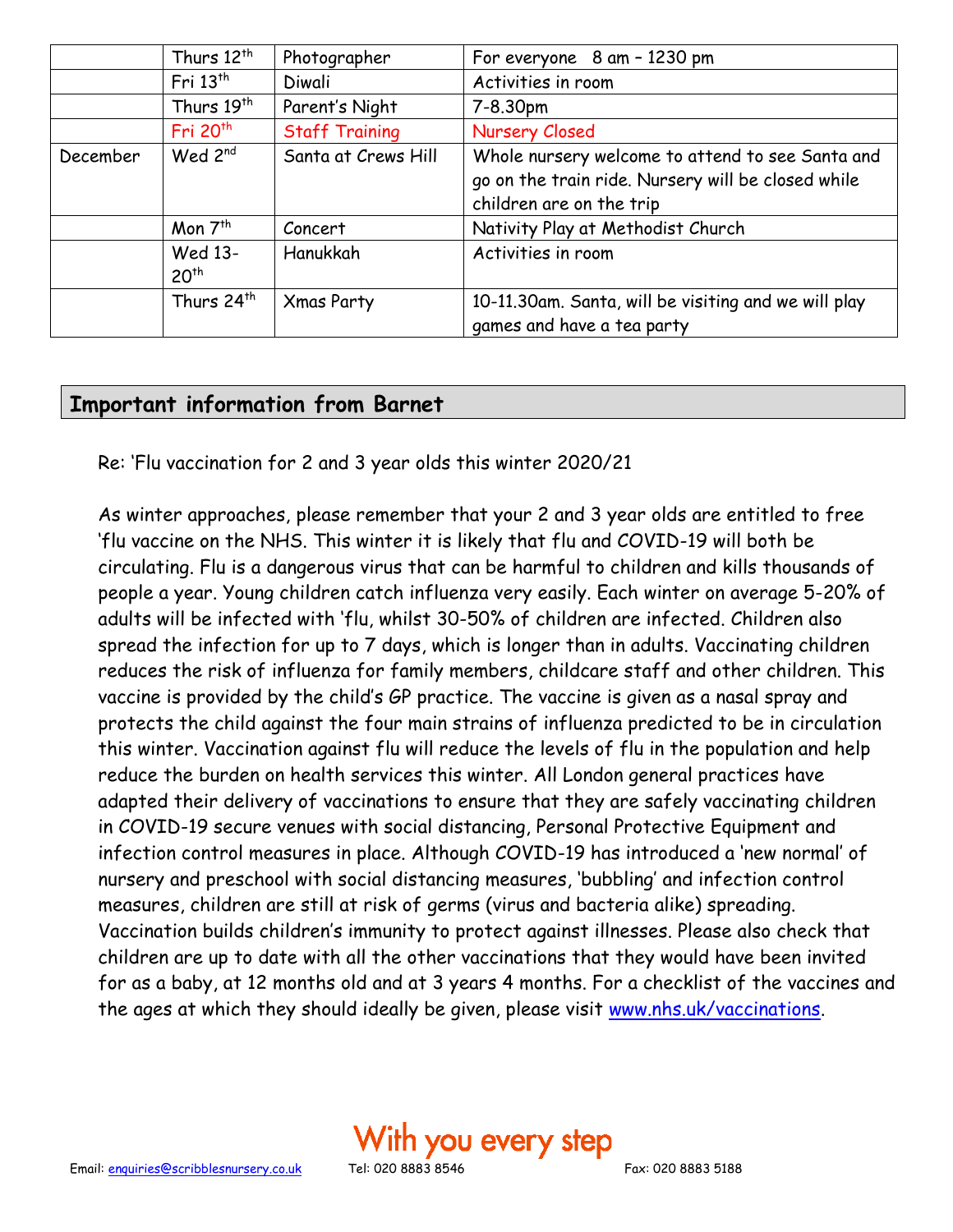| | | | |
|---|---|---|---|
| | Thurs 12th | Photographer | For everyone 8 am – 1230 pm |
| | Fri 13th | Diwali | Activities in room |
| | Thurs 19th | Parent's Night | 7-8.30pm |
| | Fri 20th | Staff Training | Nursery Closed |
| December | Wed 2nd | Santa at Crews Hill | Whole nursery welcome to attend to see Santa and go on the train ride. Nursery will be closed while children are on the trip |
| | Mon 7th | Concert | Nativity Play at Methodist Church |
| | Wed 13-20th | Hanukkah | Activities in room |
| | Thurs 24th | Xmas Party | 10-11.30am. Santa, will be visiting and we will play games and have a tea party |

## Important information from Barnet

Re: 'Flu vaccination for 2 and 3 year olds this winter 2020/21

As winter approaches, please remember that your 2 and 3 year olds are entitled to free 'flu vaccine on the NHS. This winter it is likely that flu and COVID-19 will both be circulating. Flu is a dangerous virus that can be harmful to children and kills thousands of people a year. Young children catch influenza very easily. Each winter on average 5-20% of adults will be infected with 'flu, whilst 30-50% of children are infected. Children also spread the infection for up to 7 days, which is longer than in adults. Vaccinating children reduces the risk of influenza for family members, childcare staff and other children. This vaccine is provided by the child's GP practice. The vaccine is given as a nasal spray and protects the child against the four main strains of influenza predicted to be in circulation this winter. Vaccination against flu will reduce the levels of flu in the population and help reduce the burden on health services this winter. All London general practices have adapted their delivery of vaccinations to ensure that they are safely vaccinating children in COVID-19 secure venues with social distancing, Personal Protective Equipment and infection control measures in place. Although COVID-19 has introduced a 'new normal' of nursery and preschool with social distancing measures, 'bubbling' and infection control measures, children are still at risk of germs (virus and bacteria alike) spreading. Vaccination builds children's immunity to protect against illnesses. Please also check that children are up to date with all the other vaccinations that they would have been invited for as a baby, at 12 months old and at 3 years 4 months. For a checklist of the vaccines and the ages at which they should ideally be given, please visit www.nhs.uk/vaccinations.